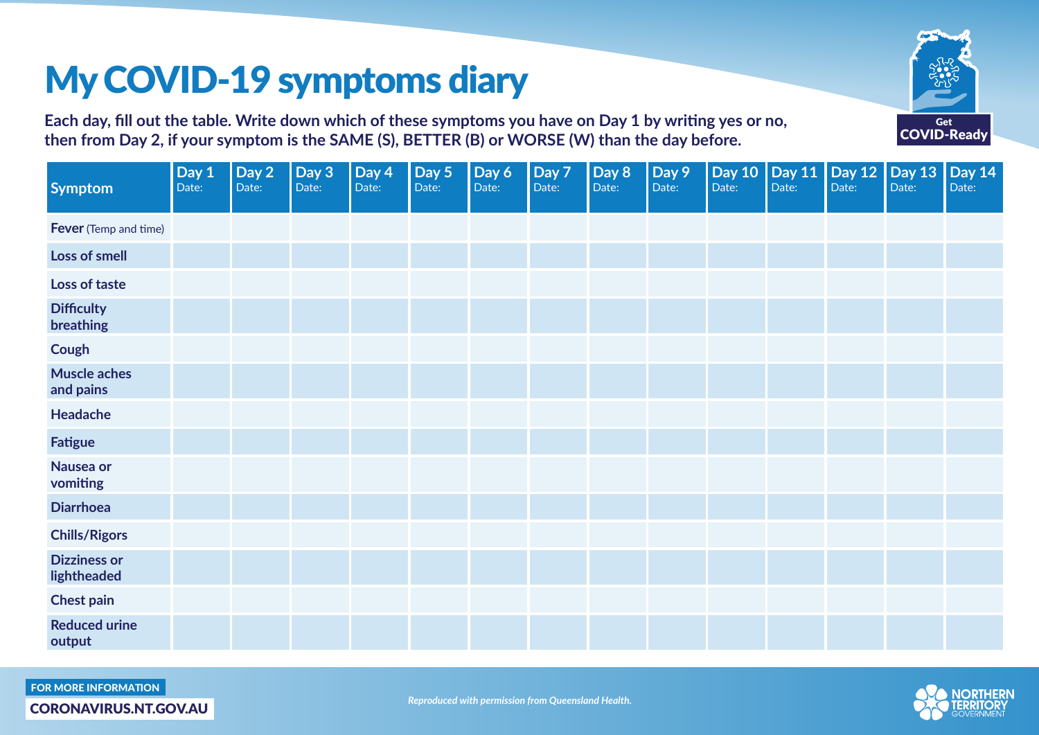# My COVID-19 symptoms diary

**Each day, fill out the table. Write down which of these symptoms you have on Day 1 by writing yes or no, then from Day 2, if your symptom is the SAME (S), BETTER (B) or WORSE (W) than the day before.**

Get COVID-Ready

| Symptom | Day 1 Date: | Day 2 Date: | Day 3 Date: | Day 4 Date: | Day 5 Date: | Day 6 Date: | Day 7 Date: | Day 8 Date: | Day 9 Date: | Day 10 Date: | Day 11 Date: | Day 12 Date: | Day 13 Date: | Day 14 Date: |
|---|---|---|---|---|---|---|---|---|---|---|---|---|---|---|
| **Fever** (Temp and time) | | | | | | | | | | | | | | |
| **Loss of smell** | | | | | | | | | | | | | | |
| **Loss of taste** | | | | | | | | | | | | | | |
| **Difficulty breathing** | | | | | | | | | | | | | | |
| **Cough** | | | | | | | | | | | | | | |
| **Muscle aches and pains** | | | | | | | | | | | | | | |
| **Headache** | | | | | | | | | | | | | | |
| **Fatigue** | | | | | | | | | | | | | | |
| **Nausea or vomiting** | | | | | | | | | | | | | | |
| **Diarrhoea** | | | | | | | | | | | | | | |
| **Chills/Rigors** | | | | | | | | | | | | | | |
| **Dizziness or lightheaded** | | | | | | | | | | | | | | |
| **Chest pain** | | | | | | | | | | | | | | |
| **Reduced urine output** | | | | | | | | | | | | | | |

FOR MORE INFORMATION

CORONAVIRUS.NT.GOV.AU

*Reproduced with permission from Queensland Health.*

NORTHERN TERRITORY GOVERNMENT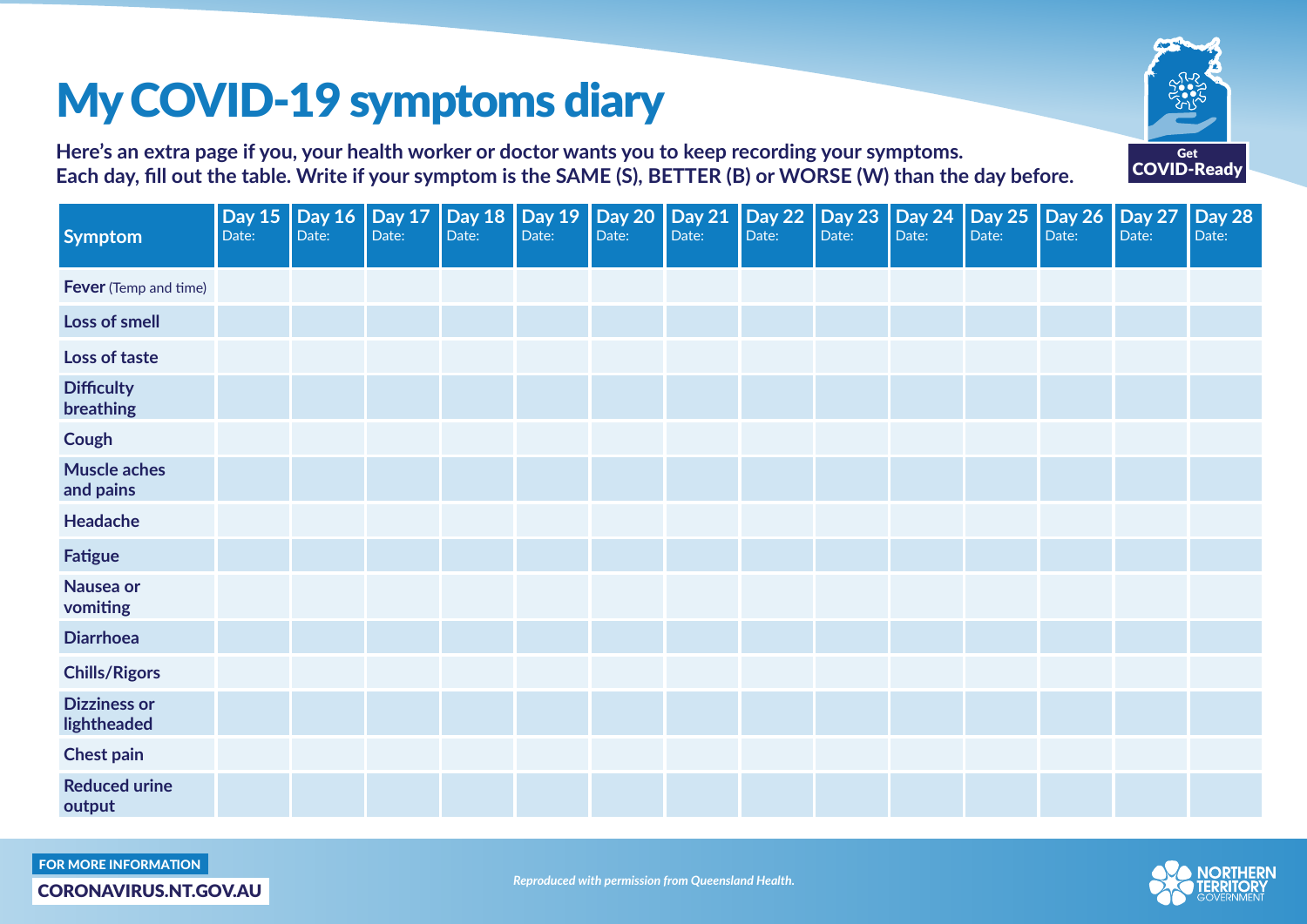# My COVID-19 symptoms diary

**Here's an extra page if you, your health worker or doctor wants you to keep recording your symptoms.**
**Each day, fill out the table. Write if your symptom is the SAME (S), BETTER (B) or WORSE (W) than the day before.**

Get COVID-Ready

| Symptom | Day 15 Date: | Day 16 Date: | Day 17 Date: | Day 18 Date: | Day 19 Date: | Day 20 Date: | Day 21 Date: | Day 22 Date: | Day 23 Date: | Day 24 Date: | Day 25 Date: | Day 26 Date: | Day 27 Date: | Day 28 Date: |
|---|---|---|---|---|---|---|---|---|---|---|---|---|---|---|
| **Fever** (Temp and time) | | | | | | | | | | | | | | |
| **Loss of smell** | | | | | | | | | | | | | | |
| **Loss of taste** | | | | | | | | | | | | | | |
| **Difficulty breathing** | | | | | | | | | | | | | | |
| **Cough** | | | | | | | | | | | | | | |
| **Muscle aches and pains** | | | | | | | | | | | | | | |
| **Headache** | | | | | | | | | | | | | | |
| **Fatigue** | | | | | | | | | | | | | | |
| **Nausea or vomiting** | | | | | | | | | | | | | | |
| **Diarrhoea** | | | | | | | | | | | | | | |
| **Chills/Rigors** | | | | | | | | | | | | | | |
| **Dizziness or lightheaded** | | | | | | | | | | | | | | |
| **Chest pain** | | | | | | | | | | | | | | |
| **Reduced urine output** | | | | | | | | | | | | | | |

FOR MORE INFORMATION
CORONAVIRUS.NT.GOV.AU

*Reproduced with permission from Queensland Health.*

NORTHERN TERRITORY GOVERNMENT